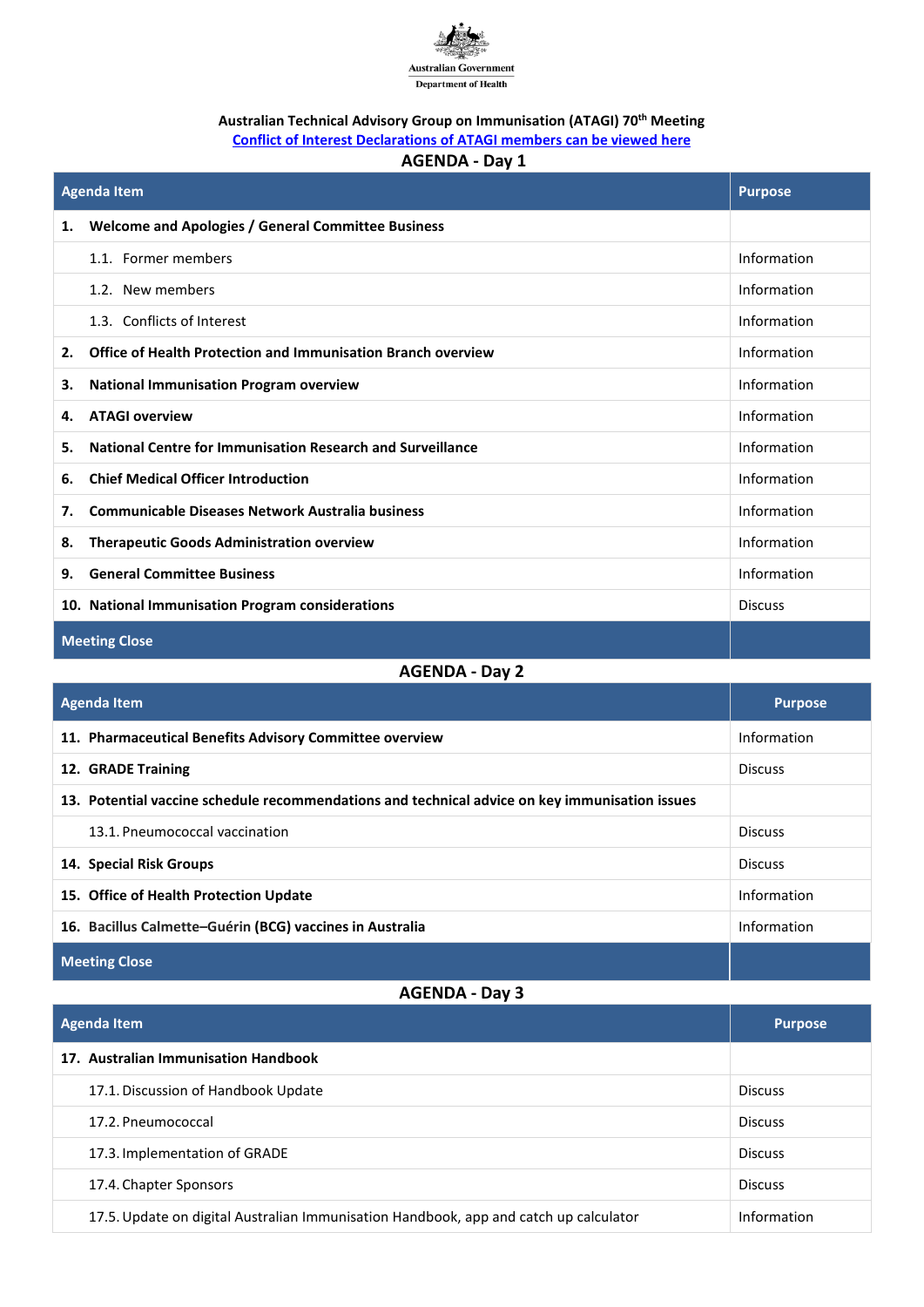Australian Government

Department of Health

**Australian Technical Advisory Group on Immunisation (ATAGI) 70th Meeting**

[Conflict of Interest Declarations of ATAGI members can be viewed here]

## AGENDA - Day 1

| Agenda Item | Purpose |
|---|---|
| **1. Welcome and Apologies / General Committee Business** | |
| 1.1. Former members | Information |
| 1.2. New members | Information |
| 1.3. Conflicts of Interest | Information |
| **2. Office of Health Protection and Immunisation Branch overview** | Information |
| **3. National Immunisation Program overview** | Information |
| **4. ATAGI overview** | Information |
| **5. National Centre for Immunisation Research and Surveillance** | Information |
| **6. Chief Medical Officer Introduction** | Information |
| **7. Communicable Diseases Network Australia business** | Information |
| **8. Therapeutic Goods Administration overview** | Information |
| **9. General Committee Business** | Information |
| **10. National Immunisation Program considerations** | Discuss |
| **Meeting Close** | |

## AGENDA - Day 2

| Agenda Item | Purpose |
|---|---|
| **11. Pharmaceutical Benefits Advisory Committee overview** | Information |
| **12. GRADE Training** | Discuss |
| **13. Potential vaccine schedule recommendations and technical advice on key immunisation issues** | |
| 13.1. Pneumococcal vaccination | Discuss |
| **14. Special Risk Groups** | Discuss |
| **15. Office of Health Protection Update** | Information |
| **16. Bacillus Calmette–Guérin (BCG) vaccines in Australia** | Information |
| **Meeting Close** | |

## AGENDA - Day 3

| Agenda Item | Purpose |
|---|---|
| **17. Australian Immunisation Handbook** | |
| 17.1. Discussion of Handbook Update | Discuss |
| 17.2. Pneumococcal | Discuss |
| 17.3. Implementation of GRADE | Discuss |
| 17.4. Chapter Sponsors | Discuss |
| 17.5. Update on digital Australian Immunisation Handbook, app and catch up calculator | Information |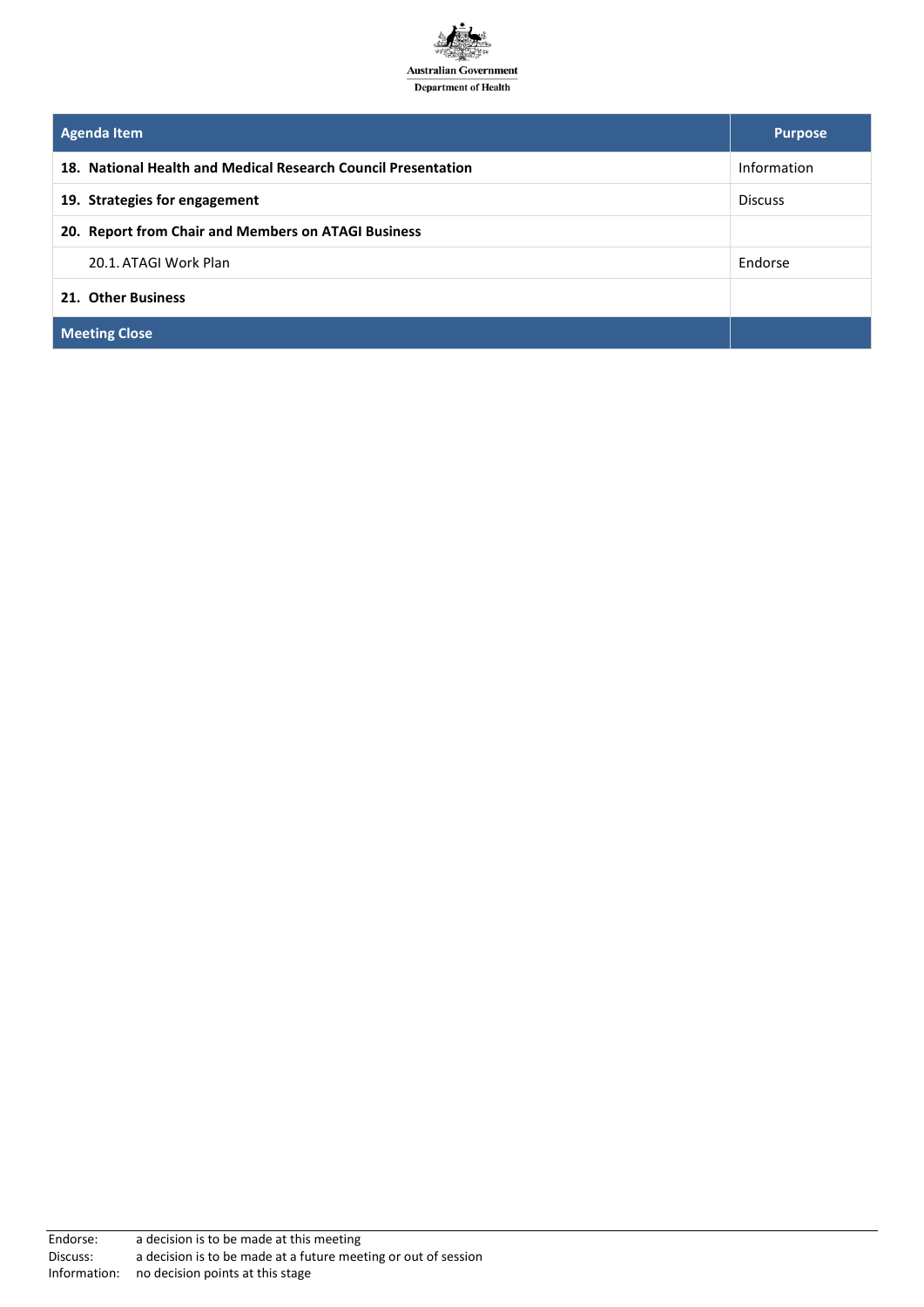Australian Government
Department of Health

| Agenda Item | Purpose |
| --- | --- |
| **18. National Health and Medical Research Council Presentation** | Information |
| **19. Strategies for engagement** | Discuss |
| **20. Report from Chair and Members on ATAGI Business** | |
| 20.1. ATAGI Work Plan | Endorse |
| **21. Other Business** | |
| **Meeting Close** | |

Endorse: a decision is to be made at this meeting
Discuss: a decision is to be made at a future meeting or out of session
Information: no decision points at this stage